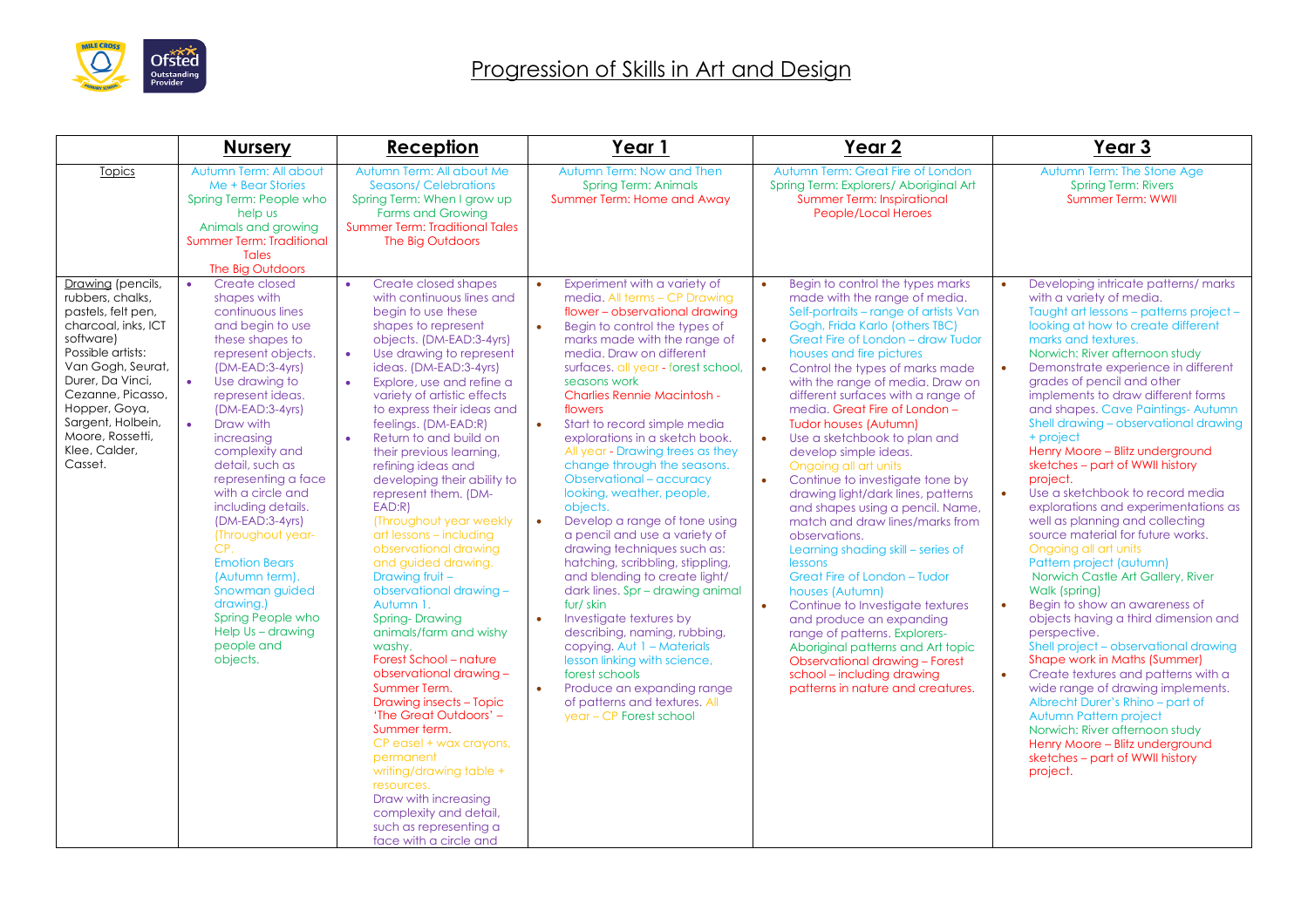# Progression of Skills in Art and Design

| | Nursery | Reception | Year 1 | Year 2 | Year 3 |
|---|---|---|---|---|---|
| Topics | Autumn Term: All about Me + Bear Stories<br>Spring Term: People who help us<br>Animals and growing<br>Summer Term: Traditional Tales<br>The Big Outdoors | Autumn Term: All about Me<br>Seasons/ Celebrations<br>Spring Term: When I grow up<br>Farms and Growing<br>Summer Term: Traditional Tales<br>The Big Outdoors | Autumn Term: Now and Then<br>Spring Term: Animals<br>Summer Term: Home and Away | Autumn Term: Great Fire of London<br>Spring Term: Explorers/ Aboriginal Art<br>Summer Term: Inspirational People/Local Heroes | Autumn Term: The Stone Age<br>Spring Term: Rivers<br>Summer Term: WWII |
| Drawing (pencils, rubbers, chalks, pastels, felt pen, charcoal, inks, ICT software)<br>Possible artists: Van Gogh, Seurat, Durer, Da Vinci, Cezanne, Picasso, Hopper, Goya, Sargent, Holbein, Moore, Rossetti, Klee, Calder, Casset. | • Create closed shapes with continuous lines and begin to use these shapes to represent objects. (DM-EAD:3-4yrs)<br>• Use drawing to represent ideas. (DM-EAD:3-4yrs)<br>• Draw with increasing complexity and detail, such as representing a face with a circle and including details. (DM-EAD:3-4yrs)<br>(Throughout year- CP.<br>Emotion Bears (Autumn term).<br>Snowman guided drawing.)<br>Spring People who Help Us – drawing people and objects. | • Create closed shapes with continuous lines and begin to use these shapes to represent objects. (DM-EAD:3-4yrs)<br>• Use drawing to represent ideas. (DM-EAD:3-4yrs)<br>• Explore, use and refine a variety of artistic effects to express their ideas and feelings. (DM-EAD:R)<br>• Return to and build on their previous learning, refining ideas and developing their ability to represent them. (DM-EAD:R)<br>(Throughout year weekly art lessons – including observational drawing and guided drawing.<br>Drawing fruit – observational drawing – Autumn 1.<br>Spring- Drawing animals/farm and wishy washy.<br>Forest School – nature observational drawing – Summer Term.<br>Drawing insects – Topic 'The Great Outdoors' – Summer term.<br>CP easel + wax crayons, permanent writing/drawing table + resources.<br>Draw with increasing complexity and detail, such as representing a face with a circle and | • Experiment with a variety of media. All terms – CP Drawing flower – observational drawing<br>• Begin to control the types of marks made with the range of media. Draw on different surfaces. all year - forest school, seasons work<br>Charlies Rennie Macintosh - flowers<br>• Start to record simple media explorations in a sketch book. All year - Drawing trees as they change through the seasons. Observational – accuracy looking, weather, people, objects.<br>• Develop a range of tone using a pencil and use a variety of drawing techniques such as: hatching, scribbling, stippling, and blending to create light/ dark lines. Spr – drawing animal fur/ skin<br>• Investigate textures by describing, naming, rubbing, copying. Aut 1 – Materials lesson linking with science, forest schools<br>• Produce an expanding range of patterns and textures. All year – CP Forest school | • Begin to control the types marks made with the range of media. Self-portraits – range of artists Van Gogh, Frida Karlo (others TBC)<br>• Great Fire of London – draw Tudor houses and fire pictures<br>• Control the types of marks made with the range of media. Draw on different surfaces with a range of media. Great Fire of London – Tudor houses (Autumn)<br>• Use a sketchbook to plan and develop simple ideas. Ongoing all art units<br>• Continue to investigate tone by drawing light/dark lines, patterns and shapes using a pencil. Name, match and draw lines/marks from observations.<br>Learning shading skill – series of lessons<br>Great Fire of London – Tudor houses (Autumn)<br>• Continue to Investigate textures and produce an expanding range of patterns. Explorers- Aboriginal patterns and Art topic<br>Observational drawing – Forest school – including drawing patterns in nature and creatures. | • Developing intricate patterns/ marks with a variety of media.<br>Taught art lessons – patterns project – looking at how to create different marks and textures.<br>Norwich: River afternoon study<br>• Demonstrate experience in different grades of pencil and other implements to draw different forms and shapes. Cave Paintings- Autumn<br>Shell drawing – observational drawing + project<br>Henry Moore – Blitz underground sketches – part of WWII history project.<br>• Use a sketchbook to record media explorations and experimentations as well as planning and collecting source material for future works.<br>Ongoing all art units<br>Pattern project (autumn)<br>Norwich Castle Art Gallery, River Walk (spring)<br>• Begin to show an awareness of objects having a third dimension and perspective.<br>Shell project – observational drawing<br>Shape work in Maths (Summer)<br>• Create textures and patterns with a wide range of drawing implements.<br>Albrecht Durer's Rhino – part of Autumn Pattern project<br>Norwich: River afternoon study<br>Henry Moore – Blitz underground sketches – part of WWII history project. |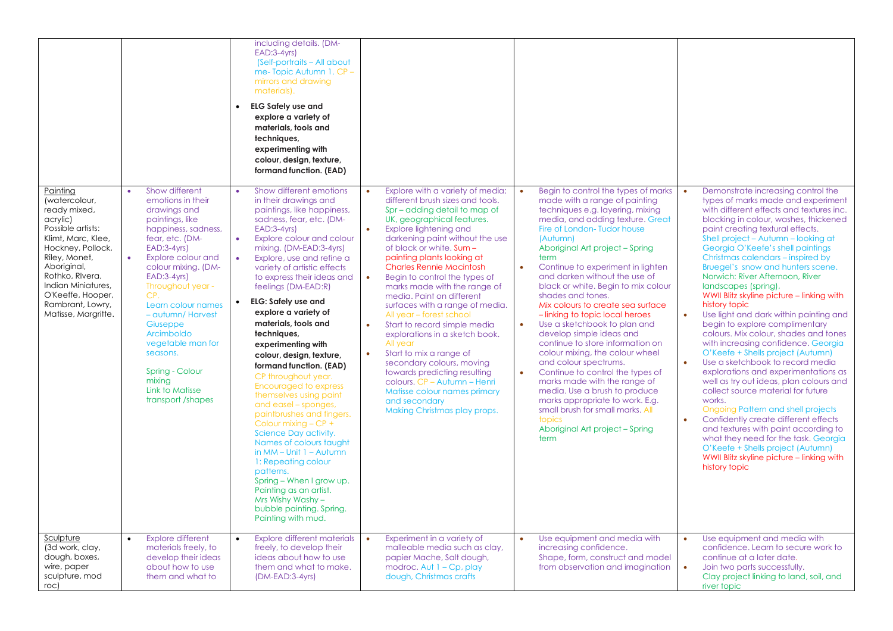| | | | | | |
|---|---|---|---|---|---|
| | | including details. (DM-EAD:3-4yrs) (Self-portraits – All about me- Topic Autumn 1. CP – mirrors and drawing materials). <br>• **ELG Safely use and explore a variety of materials, tools and techniques, experimenting with colour, design, texture, formandfunction. (EAD)** | | | |
| Painting (watercolour, ready mixed, acrylic) Possible artists: Klimt, Marc, Klee, Hockney, Pollock, Riley, Monet, Aboriginal, Rothko, RIvera, Indian Miniatures, O'Keeffe, Hooper, Rambrant, Lowry, Matisse, Margritte. | • Show different emotions in their drawings and paintings, like happiness, sadness, fear, etc. (DM-EAD:3-4yrs)<br>• Explore colour and colour mixing. (DM-EAD:3-4yrs) Throughout year - CP. Learn colour names – autumn/ Harvest Giuseppe Arcimboldo vegetable man for seasons.<br>Spring - Colour mixing Link to Matisse transport /shapes | • Show different emotions in their drawings and paintings, like happiness, sadness, fear, etc. (DM-EAD:3-4yrs)<br>• Explore colour and colour mixing. (DM-EAD:3-4yrs)<br>• Explore, use and refine a variety of artistic effects to express their ideas and feelings (DM-EAD:R)<br>• **ELG: Safely use and explore a variety of materials, tools and techniques, experimenting with colour, design, texture, formandfunction. (EAD)** CP throughout year. Encouraged to express themselves using paint and easel – sponges, paintbrushes and fingers. Colour mixing – CP + Science Day activity. Names of colours taught in MM – Unit 1 – Autumn 1: Repeating colour patterns. Spring – When I grow up. Painting as an artist. Mrs Wishy Washy – bubble painting. Spring. Painting with mud. | • Explore with a variety of media; different brush sizes and tools. Spr – adding detail to map of UK, geographical features.<br>• Explore lightening and darkening paint without the use of black or white. Sum – painting plants looking at Charles Rennie Macintosh<br>• Begin to control the types of marks made with the range of media. Paint on different surfaces with a range of media. All year – forest school<br>• Start to record simple media explorations in a sketch book. All year<br>• Start to mix a range of secondary colours, moving towards predicting resulting colours. CP – Autumn – Henri Matisse colour names primary and secondary Making Christmas play props. | • Begin to control the types of marks made with the range of painting techniques e.g. layering, mixing media, and adding texture. Great Fire of London- Tudor house (Autumn) Aboriginal Art project – Spring term<br>• Continue to experiment in lighten and darken without the use of black or white. Begin to mix colour shades and tones. Mix colours to create sea surface – linking to topic local heroes<br>• Use a sketchbook to plan and develop simple ideas and continue to store information on colour mixing, the colour wheel and colour spectrums.<br>• Continue to control the types of marks made with the range of media. Use a brush to produce marks appropriate to work. E.g. small brush for small marks. All topics Aboriginal Art project – Spring term | • Demonstrate increasing control the types of marks made and experiment with different effects and textures inc. blocking in colour, washes, thickened paint creating textural effects. Shell project – Autumn – looking at Georgia O'Keefe's shell paintings Christmas calendars – inspired by Bruegel's snow and hunters scene. Norwich: River Afternoon, River landscapes (spring). WWII Blitz skyline picture – linking with history topic<br>• Use light and dark within painting and begin to explore complimentary colours. Mix colour, shades and tones with increasing confidence. Georgia O'Keefe + Shells project (Autumn)<br>• Use a sketchbook to record media explorations and experimentations as well as try out ideas, plan colours and collect source material for future works. Ongoing Pattern and shell projects<br>• Confidently create different effects and textures with paint according to what they need for the task. Georgia O'Keefe + Shells project (Autumn) WWII Blitz skyline picture – linking with history topic |
| Sculpture (3d work, clay, dough, boxes, wire, paper sculpture, mod roc) | • Explore different materials freely, to develop their ideas about how to use them and what to | • Explore different materials freely, to develop their ideas about how to use them and what to make. (DM-EAD:3-4yrs) | • Experiment in a variety of malleable media such as clay, papier Mache, Salt dough, modroc. Aut 1 – Cp, play dough, Christmas crafts | • Use equipment and media with increasing confidence. Shape, form, construct and model from observation and imagination | • Use equipment and media with confidence. Learn to secure work to continue at a later date.<br>• Join two parts successfully. Clay project linking to land, soil, and river topic |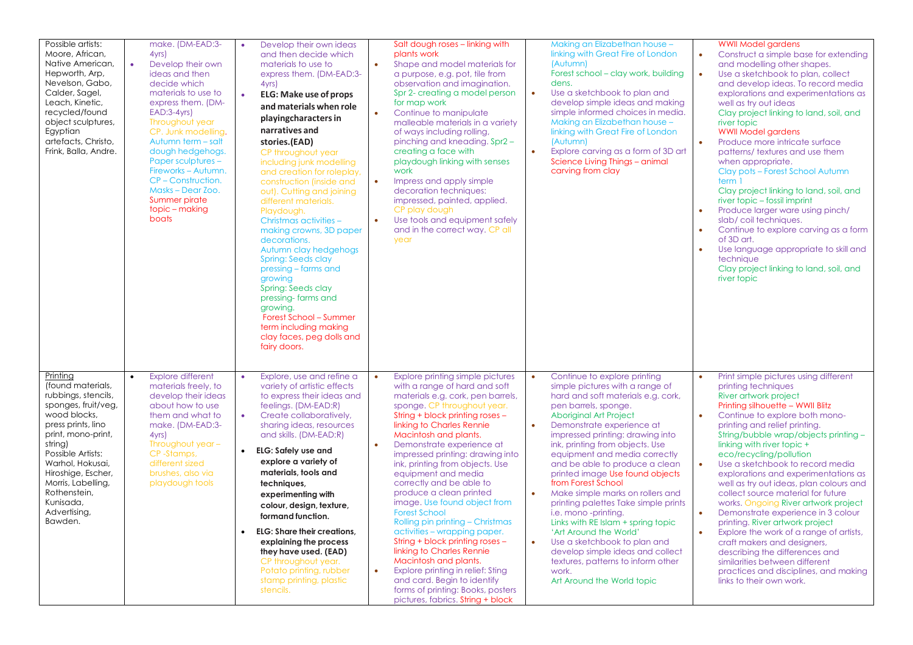| | | | | | |
|---|---|---|---|---|---|
| Possible artists: Moore, African, Native American, Hepworth, Arp, Nevelson, Gabo, Calder, Sagel, Leach, Kinetic, recycled/found object sculptures, Egyptian artefacts, Christo, Frink, Balla, Andre. | make. (DM-EAD:3-4yrs)<br>• Develop their own ideas and then decide which materials to use to express them. (DM-EAD:3-4yrs)<br>Throughout year CP. Junk modelling. Autumn term – salt dough hedgehogs. Paper sculptures – Fireworks – Autumn. CP – Construction. Masks – Dear Zoo. Summer pirate topic – making boats | • Develop their own ideas and then decide which materials to use to express them. (DM-EAD:3-4yrs)<br>• **ELG: Make use of props and materials when role playingcharacters in narratives and stories.(EAD)**<br>CP throughout year including junk modelling and creation for roleplay, construction (inside and out). Cutting and joining different materials. Playdough.<br>Christmas activities – making crowns, 3D paper decorations.<br>Autumn clay hedgehogs<br>Spring: Seeds clay pressing – farms and growing<br>Spring: Seeds clay pressing- farms and growing.<br>Forest School – Summer term including making clay faces, peg dolls and fairy doors. | Salt dough roses – linking with plants work<br>• Shape and model materials for a purpose, e.g. pot, tile from observation and imagination. Spr 2- creating a model person for map work<br>• Continue to manipulate malleable materials in a variety of ways including rolling, pinching and kneading. Spr2 – creating a face with playdough linking with senses work<br>• Impress and apply simple decoration techniques: impressed, painted, applied. CP play dough<br>• Use tools and equipment safely and in the correct way. CP all year | Making an Elizabethan house – linking with Great Fire of London (Autumn)<br>Forest school – clay work, building dens.<br>• Use a sketchbook to plan and develop simple ideas and making simple informed choices in media. Making an Elizabethan house – linking with Great Fire of London (Autumn)<br>• Explore carving as a form of 3D art Science Living Things – animal carving from clay | WWII Model gardens<br>• Construct a simple base for extending and modelling other shapes.<br>• Use a sketchbook to plan, collect and develop ideas. To record media explorations and experimentations as well as try out ideas<br>Clay project linking to land, soil, and river topic<br>WWII Model gardens<br>• Produce more intricate surface patterns/ textures and use them when appropriate.<br>Clay pots – Forest School Autumn term 1<br>Clay project linking to land, soil, and river topic – fossil imprint<br>• Produce larger ware using pinch/ slab/ coil techniques.<br>• Continue to explore carving as a form of 3D art.<br>• Use language appropriate to skill and technique<br>Clay project linking to land, soil, and river topic |
| Printing<br>(found materials, rubbings, stencils, sponges, fruit/veg, wood blocks, press prints, lino print, mono-print, string)<br>Possible Artists: Warhol, Hokusai, Hiroshige, Escher, Morris, Labelling, Rothenstein, Kunisada, Advertising, Bawden. | • Explore different materials freely, to develop their ideas about how to use them and what to make. (DM-EAD:3-4yrs)<br>Throughout year – CP -Stamps, different sized brushes, also via playdough tools | • Explore, use and refine a variety of artistic effects to express their ideas and feelings. (DM-EAD:R)<br>• Create collaboratively, sharing ideas, resources and skills. (DM-EAD:R)<br>• **ELG: Safely use and explore a variety of materials, tools and techniques, experimenting with colour, design, texture, formand function.**<br>• **ELG: Share their creations, explaining the process they have used. (EAD)**<br>CP throughout year. Potato printing, rubber stamp printing, plastic stencils. | • Explore printing simple pictures with a range of hard and soft materials e.g. cork, pen barrels, sponge. CP throughout year. String + block printing roses – linking to Charles Rennie Macintosh and plants.<br>• Demonstrate experience at impressed printing: drawing into ink, printing from objects. Use equipment and media correctly and be able to produce a clean printed image. Use found object from Forest School<br>Rolling pin printing – Christmas activities – wrapping paper.<br>String + block printing roses – linking to Charles Rennie Macintosh and plants.<br>• Explore printing in relief: Sting and card. Begin to identify forms of printing: Books, posters pictures, fabrics. String + block | • Continue to explore printing simple pictures with a range of hard and soft materials e.g. cork, pen barrels, sponge.<br>Aboriginal Art Project<br>• Demonstrate experience at impressed printing: drawing into ink, printing from objects. Use equipment and media correctly and be able to produce a clean printed image Use found objects from Forest School<br>• Make simple marks on rollers and printing palettes Take simple prints i.e. mono -printing.<br>Links with RE Islam + spring topic 'Art Around the World'<br>• Use a sketchbook to plan and develop simple ideas and collect textures, patterns to inform other work.<br>Art Around the World topic | • Print simple pictures using different printing techniques<br>River artwork project<br>Printing silhouette – WWII Blitz<br>• Continue to explore both mono-printing and relief printing.<br>String/bubble wrap/objects printing – linking with river topic + eco/recycling/pollution<br>• Use a sketchbook to record media explorations and experimentations as well as try out ideas, plan colours and collect source material for future works. Ongoing River artwork project<br>• Demonstrate experience in 3 colour printing. River artwork project<br>• Explore the work of a range of artists, craft makers and designers, describing the differences and similarities between different practices and disciplines, and making links to their own work. |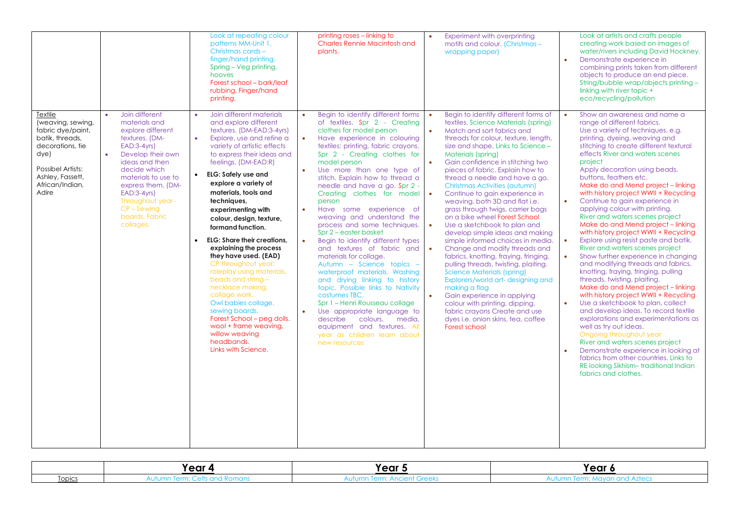| | | | | | |
|---|---|---|---|---|---|
| | | Look at repeating colour patterns MM-Unit 1. Christmas cards – finger/hand printing. Spring – Veg printing, hooves Forest school – bark/leaf rubbing. Finger/hand printing. | printing roses – linking to Charles Rennie Macintosh and plants. | • Experiment with overprinting motifs and colour. (Christmas – wrapping paper) | Look at artists and crafts people creating work based on images of water/rivers including David Hockney. • Demonstrate experience in combining prints taken from different objects to produce an end piece. String/bubble wrap/objects printing – linking with river topic + eco/recycling/pollution |
| Textile (weaving, sewing, fabric dye/paint, batik, threads, decorations, tie dye) Possibel Artists: Ashley, Fassett, African/Indian, Adire | • Join different materials and explore different textures. (DM-EAD:3-4yrs) • Develop their own ideas and then decide which materials to use to express them. (DM-EAD:3-4yrs) Throughout year - CP – Sewing boards. Fabric collages. | • Join different materials and explore different textures. (DM-EAD:3-4yrs) • Explore, use and refine a variety of artistic effects to express their ideas and feelings. (DM-EAD:R) • **ELG: Safely use and explore a variety of materials, tools and techniques, experimenting with colour, design, texture, formand function.** • **ELG: Share their creations, explaining the process they have used. (EAD)** CP throughout year; roleplay using materials, beads and string – necklace making, collage work. Owl babies collage. sewing boards. Forest School – peg dolls. wool + frame weaving, willow weaving headbands. Links with Science. | • Begin to identify different forms of textiles. Spr 2 - Creating clothes for model person • Have experience in colouring textiles: printing, fabric crayons. Spr 2 - Creating clothes for model person • Use more than one type of stitch. Explain how to thread a needle and have a go. Spr 2 - Creating clothes for model person • Have some experience of weaving and understand the process and some techniques. Spr 2 – easter basket • Begin to identify different types and textures of fabric and materials for collage. Autumn – Science topics – waterproof materials. Washing and drying linking to history topic. Possible links to Nativity costumes TBC. Spr 1 – Henri Rousseau collage • Use appropriate language to describe colours, media, equipment and textures. All year as children learn about new resources | • Begin to identify different forms of textiles. Science Materials (spring) • Match and sort fabrics and threads for colour, texture, length, size and shape. Links to Science – Materials (spring) • Gain confidence in stitching two pieces of fabric. Explain how to thread a needle and have a go. Christmas Activities (autumn) • Continue to gain experience in weaving, both 3D and flat i.e. grass through twigs, carrier bags on a bike wheel Forest School • Use a sketchbook to plan and develop simple ideas and making simple informed choices in media. • Change and modify threads and fabrics, knotting, fraying, fringing, pulling threads, twisting, plaiting. Science Materials (spring) Explorers/world art- designing and making a flag • Gain experience in applying colour with printing, dipping, fabric crayons Create and use dyes i.e. onion skins, tea, coffee Forest school | • Show an awareness and name a range of different fabrics. Use a variety of techniques, e.g. printing, dyeing, weaving and stitching to create different textural effects River and waters scenes project Apply decoration using beads, buttons, feathers etc. Make do and Mend project – linking with history project WWII + Recycling • Continue to gain experience in applying colour with printing. River and waters scenes project Make do and Mend project – linking with history project WWII + Recycling • Explore using resist paste and batik. River and waters scenes project • Show further experience in changing and modifying threads and fabrics, knotting, fraying, fringing, pulling threads, twisting, plaiting. Make do and Mend project – linking with history project WWII + Recycling • Use a sketchbook to plan, collect and develop ideas. To record textile explorations and experimentations as well as try out ideas. Ongoing throughout year River and waters scenes project • Demonstrate experience in looking at fabrics from other countries. Links to RE looking Sikhism– traditional Indian fabrics and clothes. |

| | **Year 4** | **Year 5** | **Year 6** |
|---|---|---|---|
| Topics | Autumn Term: Celts and Romans | Autumn Term: Ancient Greeks | Autumn Term: Mayan and Aztecs |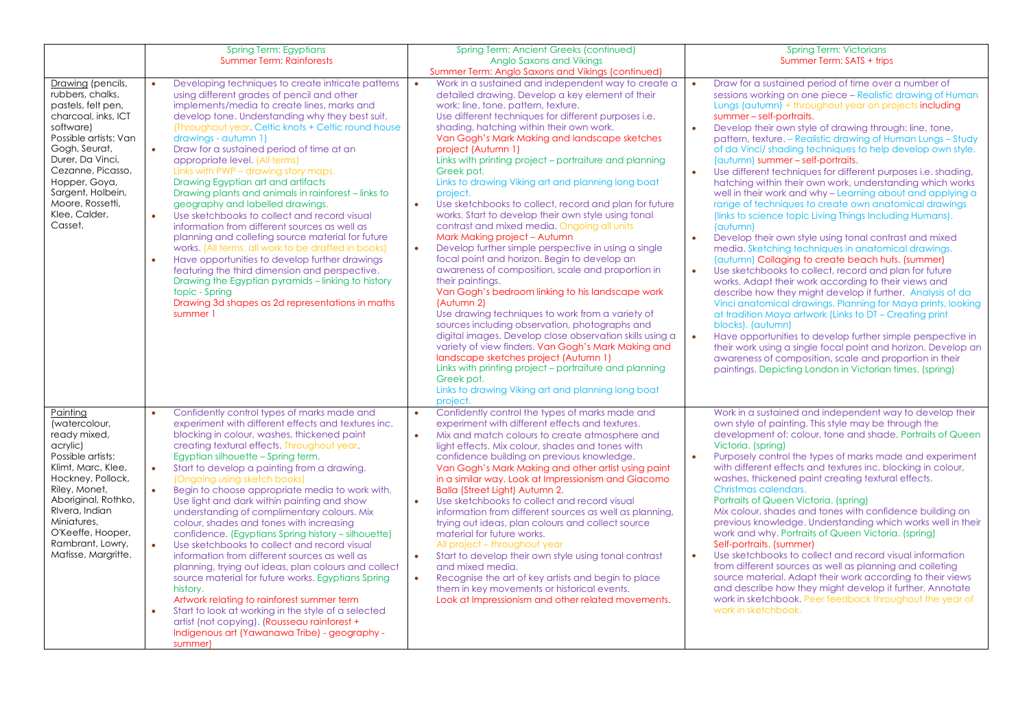| | Spring Term: Egyptians<br>Summer Term: Rainforests | Spring Term: Ancient Greeks (continued)<br>Anglo Saxons and Vikings<br>Summer Term: Anglo Saxons and Vikings (continued) | Spring Term: Victorians<br>Summer Term: SATS + trips |
|---|---|---|---|
| Drawing (pencils, rubbers, chalks, pastels, felt pen, charcoal, inks, ICT software)<br>Possible artists: Van Gogh, Seurat, Durer, Da Vinci, Cezanne, Picasso, Hopper, Goya, Sargent, Holbein, Moore, Rossetti, Klee, Calder, Casset. | • Developing techniques to create intricate patterns using different grades of pencil and other implements/media to create lines, marks and develop tone. Understanding why they best suit. (Throughout year. Celtic knots + Celtic round house drawings - autumn 1)<br>• Draw for a sustained period of time at an appropriate level. (All terms)<br>Links with PWP – drawing story maps.<br>Drawing Egyptian art and artifacts<br>Drawing plants and animals in rainforest – links to geography and labelled drawings.<br>• Use sketchbooks to collect and record visual information from different sources as well as planning and colleting source material for future works. (All terms, all work to be drafted in books)<br>• Have opportunities to develop further drawings featuring the third dimension and perspective. Drawing the Egyptian pyramids – linking to history topic - Spring<br>Drawing 3d shapes as 2d representations in maths summer 1 | • Work in a sustained and independent way to create a detailed drawing. Develop a key element of their work: line, tone, pattern, texture.<br>Use different techniques for different purposes i.e. shading, hatching within their own work.<br>Van Gogh's Mark Making and landscape sketches project (Autumn 1)<br>Links with printing project – portraiture and planning Greek pot.<br>Links to drawing Viking art and planning long boat project.<br>• Use sketchbooks to collect, record and plan for future works. Start to develop their own style using tonal contrast and mixed media. Ongoing all units<br>Mark Making project – Autumn<br>• Develop further simple perspective in using a single focal point and horizon. Begin to develop an awareness of composition, scale and proportion in their paintings.<br>Van Gogh's bedroom linking to his landscape work (Autumn 2)<br>Use drawing techniques to work from a variety of sources including observation, photographs and digital images. Develop close observation skills using a variety of view finders. Van Gogh's Mark Making and landscape sketches project (Autumn 1)<br>Links with printing project – portraiture and planning Greek pot.<br>Links to drawing Viking art and planning long boat project. | • Draw for a sustained period of time over a number of sessions working on one piece – Realistic drawing of Human Lungs (autumn) + throughout year on projects including summer – self-portraits.<br>• Develop their own style of drawing through: line, tone, pattern, texture. – Realistic drawing of Human Lungs – Study of da Vinci/ shading techniques to help develop own style. (autumn) summer – self-portraits.<br>• Use different techniques for different purposes i.e. shading, hatching within their own work, understanding which works well in their work and why – Learning about and applying a range of techniques to create own anatomical drawings (links to science topic Living Things Including Humans). (autumn)<br>• Develop their own style using tonal contrast and mixed media. Sketching techniques in anatomical drawings. (autumn) Collaging to create beach huts. (summer)<br>• Use sketchbooks to collect, record and plan for future works. Adapt their work according to their views and describe how they might develop it further. Analysis of da Vinci anatomical drawings. Planning for Maya prints, looking at tradition Maya artwork (Links to DT – Creating print blocks). (autumn)<br>• Have opportunities to develop further simple perspective in their work using a single focal point and horizon. Develop an awareness of composition, scale and proportion in their paintings. Depicting London in Victorian times. (spring) |
| Painting (watercolour, ready mixed, acrylic)<br>Possible artists: Klimt, Marc, Klee, Hockney, Pollock, Riley, Monet, Aboriginal, Rothko, RIvera, Indian Miniatures, O'Keeffe, Hooper, Rambrant, Lowry, Matisse, Margritte. | • Confidently control types of marks made and experiment with different effects and textures inc. blocking in colour, washes, thickened paint creating textural effects. Throughout year.<br>Egyptian silhouette – Spring term.<br>• Start to develop a painting from a drawing. (Ongoing using sketch books)<br>• Begin to choose appropriate media to work with. Use light and dark within painting and show understanding of complimentary colours. Mix colour, shades and tones with increasing confidence. (Egyptians Spring history – silhouette)<br>• Use sketchbooks to collect and record visual information from different sources as well as planning, trying out ideas, plan colours and collect source material for future works. Egyptians Spring history.<br>Artwork relating to rainforest summer term<br>• Start to look at working in the style of a selected artist (not copying). (Rousseau rainforest + Indigenous art (Yawanawa Tribe) - geography - summer) | • Confidently control the types of marks made and experiment with different effects and textures.<br>• Mix and match colours to create atmosphere and light effects. Mix colour, shades and tones with confidence building on previous knowledge.<br>Van Gogh's Mark Making and other artist using paint in a similar way. Look at Impressionism and Giacomo Balla (Street Light) Autumn 2.<br>• Use sketchbooks to collect and record visual information from different sources as well as planning, trying out ideas, plan colours and collect source material for future works.<br>All project – throughout year<br>• Start to develop their own style using tonal contrast and mixed media.<br>• Recognise the art of key artists and begin to place them in key movements or historical events.<br>Look at Impressionism and other related movements. | Work in a sustained and independent way to develop their own style of painting. This style may be through the development of: colour, tone and shade. Portraits of Queen Victoria. (spring)<br>• Purposely control the types of marks made and experiment with different effects and textures inc. blocking in colour, washes, thickened paint creating textural effects.<br>Christmas calendars.<br>Portraits of Queen Victoria. (spring)<br>Mix colour, shades and tones with confidence building on previous knowledge. Understanding which works well in their work and why. Portraits of Queen Victoria. (spring)<br>Self-portraits. (summer)<br>• Use sketchbooks to collect and record visual information from different sources as well as planning and colleting source material. Adapt their work according to their views and describe how they might develop it further. Annotate work in sketchbook. Peer feedback throughout the year of work in sketchbook. |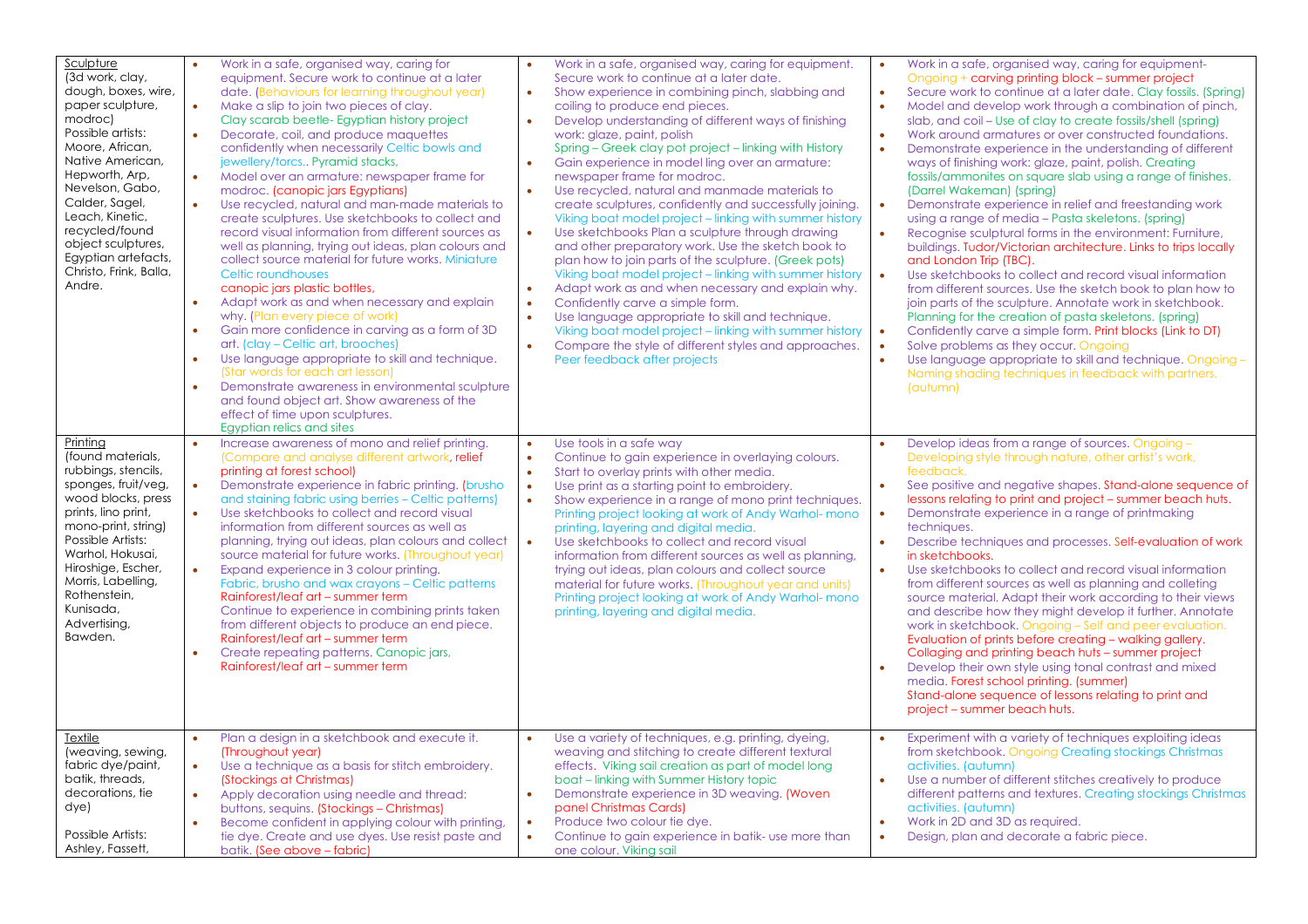| | | | |
|---|---|---|---|
| Sculpture<br>(3d work, clay, dough, boxes, wire, paper sculpture, modroc)<br>Possible artists:<br>Moore, African, Native American, Hepworth, Arp, Nevelson, Gabo, Calder, Sagel, Leach, Kinetic, recycled/found object sculptures, Egyptian artefacts, Christo, Frink, Balla, Andre. | • Work in a safe, organised way, caring for equipment. Secure work to continue at a later date. (Behaviours for learning throughout year)<br>• Make a slip to join two pieces of clay. Clay scarab beetle- Egyptian history project<br>• Decorate, coil, and produce maquettes confidently when necessarily Celtic bowls and jewellery/torcs.. Pyramid stacks,<br>• Model over an armature: newspaper frame for modroc. (canopic jars Egyptians)<br>• Use recycled, natural and man-made materials to create sculptures. Use sketchbooks to collect and record visual information from different sources as well as planning, trying out ideas, plan colours and collect source material for future works. Miniature Celtic roundhouses<br>canopic jars plastic bottles,<br>• Adapt work as and when necessary and explain why. (Plan every piece of work)<br>• Gain more confidence in carving as a form of 3D art. (clay – Celtic art, brooches)<br>• Use language appropriate to skill and technique. (Star words for each art lesson)<br>• Demonstrate awareness in environmental sculpture and found object art. Show awareness of the effect of time upon sculptures. Egyptian relics and sites | • Work in a safe, organised way, caring for equipment. Secure work to continue at a later date.<br>• Show experience in combining pinch, slabbing and coiling to produce end pieces.<br>• Develop understanding of different ways of finishing work: glaze, paint, polish<br>Spring – Greek clay pot project – linking with History<br>• Gain experience in model ling over an armature: newspaper frame for modroc.<br>• Use recycled, natural and manmade materials to create sculptures, confidently and successfully joining. Viking boat model project – linking with summer history<br>• Use sketchbooks Plan a sculpture through drawing and other preparatory work. Use the sketch book to plan how to join parts of the sculpture. (Greek pots) Viking boat model project – linking with summer history<br>• Adapt work as and when necessary and explain why.<br>• Confidently carve a simple form.<br>• Use language appropriate to skill and technique. Viking boat model project – linking with summer history<br>• Compare the style of different styles and approaches. Peer feedback after projects | • Work in a safe, organised way, caring for equipment- Ongoing + carving printing block – summer project<br>• Secure work to continue at a later date. Clay fossils. (Spring)<br>• Model and develop work through a combination of pinch, slab, and coil – Use of clay to create fossils/shell (spring)<br>• Work around armatures or over constructed foundations.<br>• Demonstrate experience in the understanding of different ways of finishing work: glaze, paint, polish. Creating fossils/ammonites on square slab using a range of finishes. (Darrel Wakeman) (spring)<br>• Demonstrate experience in relief and freestanding work using a range of media – Pasta skeletons. (spring)<br>• Recognise sculptural forms in the environment: Furniture, buildings. Tudor/Victorian architecture. Links to trips locally and London Trip (TBC).<br>• Use sketchbooks to collect and record visual information from different sources. Use the sketch book to plan how to join parts of the sculpture. Annotate work in sketchbook. Planning for the creation of pasta skeletons. (spring)<br>• Confidently carve a simple form. Print blocks (Link to DT)<br>• Solve problems as they occur. Ongoing<br>• Use language appropriate to skill and technique. Ongoing – Naming shading techniques in feedback with partners. (autumn) |
| Printing<br>(found materials, rubbings, stencils, sponges, fruit/veg, wood blocks, press prints, lino print, mono-print, string)<br>Possible Artists:<br>Warhol, Hokusai, Hiroshige, Escher, Morris, Labelling, Rothenstein, Kunisada, Advertising, Bawden. | • Increase awareness of mono and relief printing. (Compare and analyse different artwork, relief printing at forest school)<br>• Demonstrate experience in fabric printing. (brusho and staining fabric using berries – Celtic patterns)<br>• Use sketchbooks to collect and record visual information from different sources as well as planning, trying out ideas, plan colours and collect source material for future works. (Throughout year)<br>• Expand experience in 3 colour printing. Fabric, brusho and wax crayons – Celtic patterns Rainforest/leaf art – summer term<br>Continue to experience in combining prints taken from different objects to produce an end piece. Rainforest/leaf art – summer term<br>• Create repeating patterns. Canopic jars, Rainforest/leaf art – summer term | • Use tools in a safe way<br>• Continue to gain experience in overlaying colours.<br>• Start to overlay prints with other media.<br>• Use print as a starting point to embroidery.<br>• Show experience in a range of mono print techniques. Printing project looking at work of Andy Warhol- mono printing, layering and digital media.<br>• Use sketchbooks to collect and record visual information from different sources as well as planning, trying out ideas, plan colours and collect source material for future works. (Throughout year and units) Printing project looking at work of Andy Warhol- mono printing, layering and digital media. | • Develop ideas from a range of sources. Ongoing – Developing style through nature, other artist's work, feedback.<br>• See positive and negative shapes. Stand-alone sequence of lessons relating to print and project – summer beach huts.<br>• Demonstrate experience in a range of printmaking techniques.<br>• Describe techniques and processes. Self-evaluation of work in sketchbooks.<br>• Use sketchbooks to collect and record visual information from different sources as well as planning and colleting source material. Adapt their work according to their views and describe how they might develop it further. Annotate work in sketchbook. Ongoing – Self and peer evaluation. Evaluation of prints before creating – walking gallery. Collaging and printing beach huts – summer project<br>• Develop their own style using tonal contrast and mixed media. Forest school printing. (summer)<br>Stand-alone sequence of lessons relating to print and project – summer beach huts. |
| Textile<br>(weaving, sewing, fabric dye/paint, batik, threads, decorations, tie dye)<br><br>Possible Artists:<br>Ashley, Fassett, | • Plan a design in a sketchbook and execute it. (Throughout year)<br>• Use a technique as a basis for stitch embroidery. (Stockings at Christmas)<br>• Apply decoration using needle and thread: buttons, sequins. (Stockings – Christmas)<br>• Become confident in applying colour with printing, tie dye. Create and use dyes. Use resist paste and batik. (See above – fabric) | • Use a variety of techniques, e.g. printing, dyeing, weaving and stitching to create different textural effects. Viking sail creation as part of model long boat – linking with Summer History topic<br>• Demonstrate experience in 3D weaving. (Woven panel Christmas Cards)<br>• Produce two colour tie dye.<br>• Continue to gain experience in batik- use more than one colour. Viking sail | • Experiment with a variety of techniques exploiting ideas from sketchbook. Ongoing Creating stockings Christmas activities. (autumn)<br>• Use a number of different stitches creatively to produce different patterns and textures. Creating stockings Christmas activities. (autumn)<br>• Work in 2D and 3D as required.<br>• Design, plan and decorate a fabric piece. |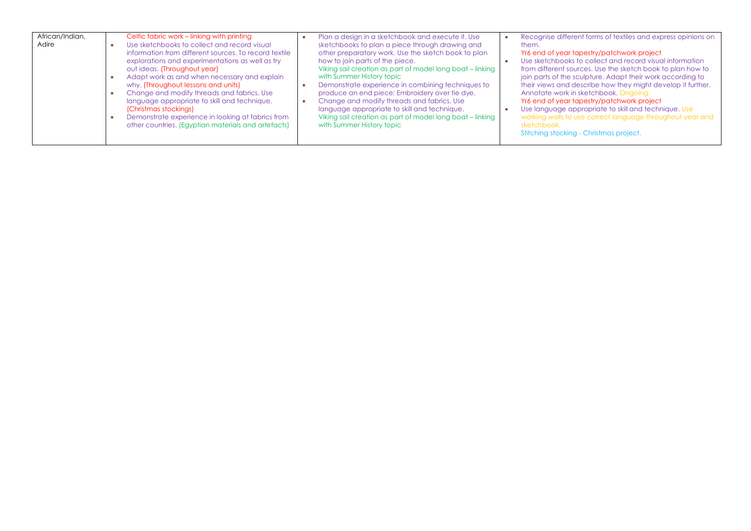| | | | |
|---|---|---|---|
| African/Indian, Adire | Celtic fabric work – linking with printing<br>• Use sketchbooks to collect and record visual information from different sources. To record textile explorations and experimentations as well as try out ideas. (Throughout year)<br>• Adapt work as and when necessary and explain why. (Throughout lessons and units)<br>• Change and modify threads and fabrics, Use language appropriate to skill and technique. (Christmas stockings)<br>• Demonstrate experience in looking at fabrics from other countries. (Egyptian materials and artefacts) | • Plan a design in a sketchbook and execute it. Use sketchbooks to plan a piece through drawing and other preparatory work. Use the sketch book to plan how to join parts of the piece.<br>Viking sail creation as part of model long boat – linking with Summer History topic<br>• Demonstrate experience in combining techniques to produce an end piece: Embroidery over tie dye.<br>• Change and modify threads and fabrics, Use language appropriate to skill and technique.<br>Viking sail creation as part of model long boat – linking with Summer History topic | • Recognise different forms of textiles and express opinions on them.<br>Yr6 end of year tapestry/patchwork project<br>• Use sketchbooks to collect and record visual information from different sources. Use the sketch book to plan how to join parts of the sculpture. Adapt their work according to their views and describe how they might develop it further. Annotate work in sketchbook. Ongoing.<br>Yr6 end of year tapestry/patchwork project<br>• Use language appropriate to skill and technique. Use working walls to use correct language throughout year and sketchbook.<br>Stitching stocking - Christmas project. |